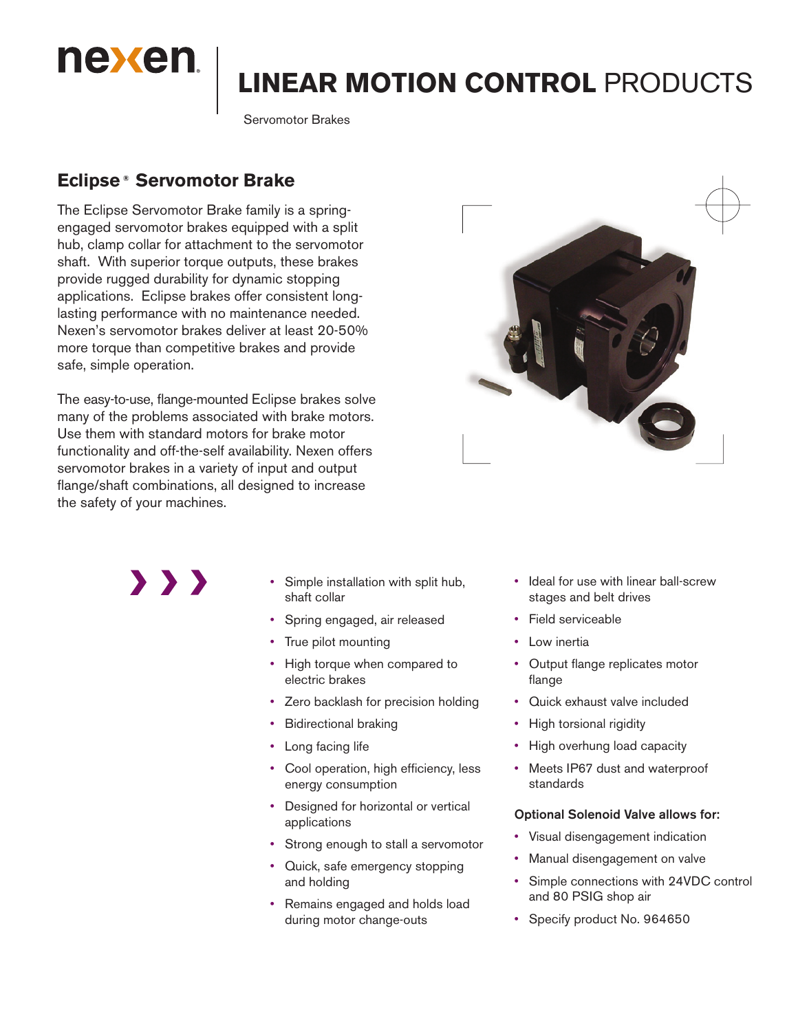# LINEAR MOTION CONTROL PRODUCTS

Servomotor Brakes

## Eclipse® Servomotor Brake

The Eclipse Servomotor Brake family is a spring-engaged servomotor brakes equipped with a split hub, clamp collar for attachment to the servomotor shaft. With superior torque outputs, these brakes provide rugged durability for dynamic stopping applications. Eclipse brakes offer consistent long-lasting performance with no maintenance needed. Nexen's servomotor brakes deliver at least 20-50% more torque than competitive brakes and provide safe, simple operation.

The easy-to-use, flange-mounted Eclipse brakes solve many of the problems associated with brake motors. Use them with standard motors for brake motor functionality and off-the-self availability. Nexen offers servomotor brakes in a variety of input and output flange/shaft combinations, all designed to increase the safety of your machines.

- Simple installation with split hub, shaft collar
- Spring engaged, air released
- True pilot mounting
- High torque when compared to electric brakes
- Zero backlash for precision holding
- Bidirectional braking
- Long facing life
- Cool operation, high efficiency, less energy consumption
- Designed for horizontal or vertical applications
- Strong enough to stall a servomotor
- Quick, safe emergency stopping and holding
- Remains engaged and holds load during motor change-outs
- Ideal for use with linear ball-screw stages and belt drives
- Field serviceable
- Low inertia
- Output flange replicates motor flange
- Quick exhaust valve included
- High torsional rigidity
- High overhung load capacity
- Meets IP67 dust and waterproof standards

**Optional Solenoid Valve allows for:**

- Visual disengagement indication
- Manual disengagement on valve
- Simple connections with 24VDC control and 80 PSIG shop air
- Specify product No. 964650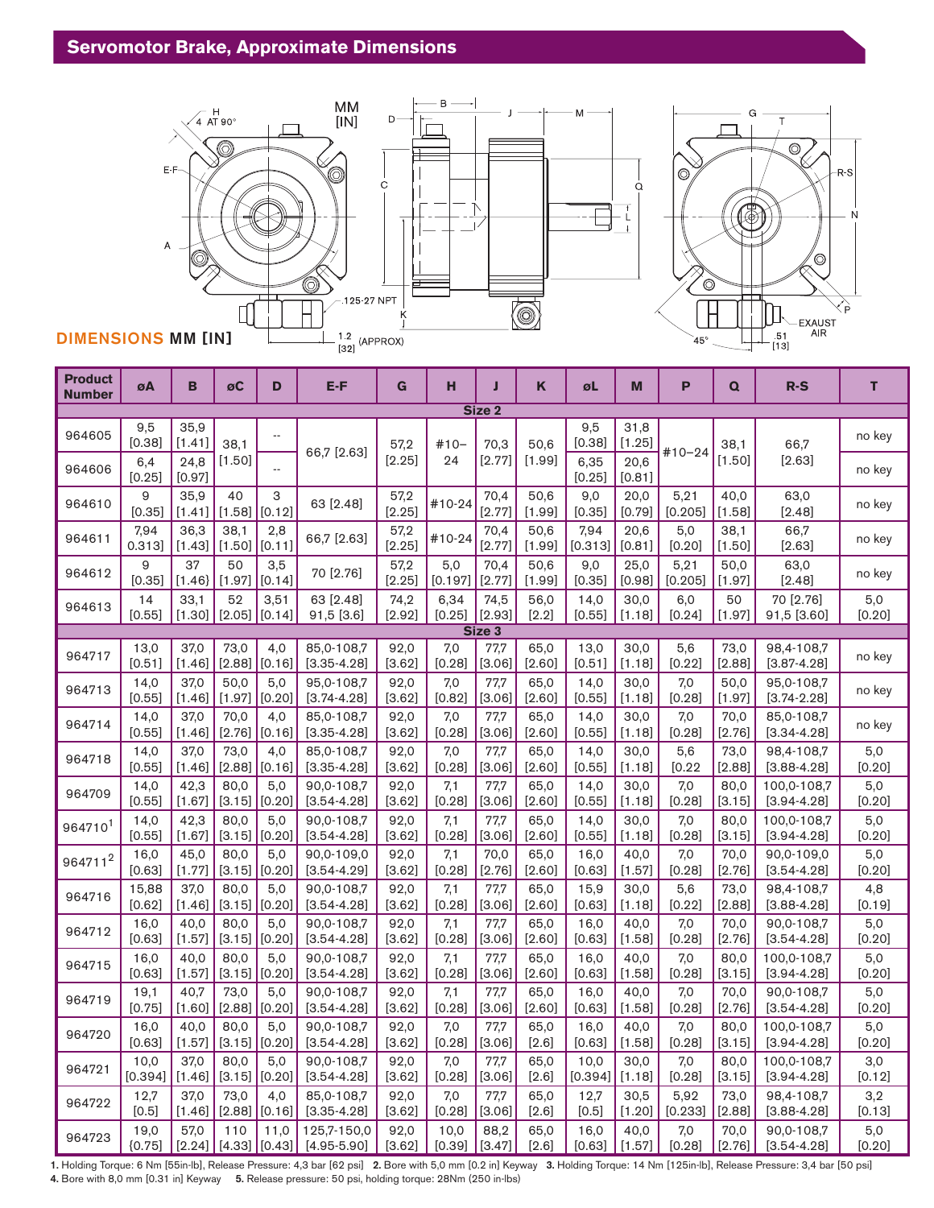## Servomotor Brake, Approximate Dimensions

**DIMENSIONS MM [IN]**

| Product Number | øA | B | øC | D | E-F | G | H | J | K | øL | M | P | Q | R-S | T |
|---|---|---|---|---|---|---|---|---|---|---|---|---|---|---|---|
| **Size 2** | | | | | | | | | | | | | | | |
| 964605 | 9,5 [0.38] | 35,9 [1.41] | 38,1 [1.50] | -- | 66,7 [2.63] | 57,2 [2.25] | #10–24 | 70,3 [2.77] | 50,6 [1.99] | 9,5 [0.38] | 31,8 [1.25] | #10–24 | 38,1 [1.50] | 66,7 [2.63] | no key |
| 964606 | 6,4 [0.25] | 24,8 [0.97] | | -- | | | | | | 6,35 [0.25] | 20,6 [0.81] | | | | no key |
| 964610 | 9 [0.35] | 35,9 [1.41] | 40 [1.58] | 3 [0.12] | 63 [2.48] | 57,2 [2.25] | #10-24 | 70,4 [2.77] | 50,6 [1.99] | 9,0 [0.35] | 20,0 [0.79] | 5,21 [0.205] | 40,0 [1.58] | 63,0 [2.48] | no key |
| 964611 | 7,94 0.313] | 36,3 [1.43] | 38,1 [1.50] | 2,8 [0.11] | 66,7 [2.63] | 57,2 [2.25] | #10-24 | 70,4 [2.77] | 50,6 [1.99] | 7,94 [0.313] | 20,6 [0.81] | 5,0 [0.20] | 38,1 [1.50] | 66,7 [2.63] | no key |
| 964612 | 9 [0.35] | 37 [1.46} | 50 [1.97] | 3,5 [0.14] | 70 [2.76] | 57,2 [2.25] | 5,0 [0.197] | 70,4 [2.77] | 50,6 [1.99] | 9,0 [0.35] | 25,0 [0.98] | 5,21 [0.205] | 50,0 [1.97] | 63,0 [2.48] | no key |
| 964613 | 14 [0.55] | 33,1 [1.30] | 52 [2.05] | 3,51 [0.14] | 63 [2.48] 91,5 [3.6] | 74,2 [2.92] | 6,34 [0.25] | 74,5 [2.93] | 56,0 [2.2] | 14,0 [0.55] | 30,0 [1.18] | 6,0 [0.24] | 50 [1.97] | 70 [2.76] 91,5 [3.60] | 5,0 [0.20] |
| **Size 3** | | | | | | | | | | | | | | | |
| 964717 | 13,0 [0.51] | 37,0 [1.46] | 73,0 [2.88] | 4,0 [0.16] | 85,0-108,7 [3.35-4.28] | 92,0 [3.62] | 7,0 [0.28] | 77,7 [3.06] | 65,0 [2.60] | 13,0 [0.51] | 30,0 [1.18] | 5,6 [0.22] | 73,0 [2.88] | 98,4-108,7 [3.87-4.28] | no key |
| 964713 | 14,0 [0.55] | 37,0 [1.46] | 50,0 [1.97] | 5,0 [0.20] | 95,0-108,7 [3.74-4.28] | 92,0 [3.62] | 7,0 [0.82] | 77,7 [3.06] | 65,0 [2.60] | 14,0 [0.55] | 30,0 [1.18] | 7,0 [0.28] | 50,0 [1.97] | 95,0-108,7 [3.74-2.28] | no key |
| 964714 | 14,0 [0.55] | 37,0 [1.46] | 70,0 [2.76] | 4,0 [0.16] | 85,0-108,7 [3.35-4.28] | 92,0 [3.62] | 7,0 [0.28] | 77,7 [3.06] | 65,0 [2.60] | 14,0 [0.55] | 30,0 [1.18] | 7,0 [0.28] | 70,0 [2.76] | 85,0-108,7 [3.34-4.28] | no key |
| 964718 | 14,0 [0.55] | 37,0 [1.46] | 73,0 [2.88] | 4,0 [0.16] | 85,0-108,7 [3.35-4.28] | 92,0 [3.62] | 7,0 [0.28] | 77,7 [3.06] | 65,0 [2.60] | 14,0 [0.55] | 30,0 [1.18] | 5,6 [0.22 | 73,0 [2.88] | 98,4-108,7 [3.88-4.28] | 5,0 [0.20] |
| 964709 | 14,0 [0.55] | 42,3 [1.67] | 80,0 [3.15] | 5,0 [0.20] | 90,0-108,7 [3.54-4.28] | 92,0 [3.62] | 7,1 [0.28] | 77,7 [3.06] | 65,0 [2.60] | 14,0 [0.55] | 30,0 [1.18] | 7,0 [0.28] | 80,0 [3.15] | 100,0-108,7 [3.94-4.28] | 5,0 [0.20] |
| 964710[1] | 14,0 [0.55] | 42,3 [1.67] | 80,0 [3.15] | 5,0 [0.20] | 90,0-108,7 [3.54-4.28] | 92,0 [3.62] | 7,1 [0.28] | 77,7 [3.06] | 65,0 [2.60] | 14,0 [0.55] | 30,0 [1.18] | 7,0 [0.28] | 80,0 [3.15] | 100,0-108,7 [3.94-4.28] | 5,0 [0.20] |
| 964711[2] | 16,0 [0.63] | 45,0 [1.77] | 80,0 [3.15] | 5,0 [0.20] | 90,0-109,0 [3.54-4.29] | 92,0 [3.62] | 7,1 [0.28] | 70,0 [2.76] | 65,0 [2.60] | 16,0 [0.63] | 40,0 [1.57] | 7,0 [0.28] | 70,0 [2.76] | 90,0-109,0 [3.54-4.28] | 5,0 [0.20] |
| 964716 | 15,88 [0.62] | 37,0 [1.46] | 80,0 [3.15] | 5,0 [0.20] | 90,0-108,7 [3.54-4.28] | 92,0 [3.62] | 7,1 [0.28] | 77,7 [3.06] | 65,0 [2.60] | 15,9 [0.63] | 30,0 [1.18] | 5,6 [0.22] | 73,0 [2.88] | 98,4-108,7 [3.88-4.28] | 4,8 [0.19] |
| 964712 | 16,0 [0.63] | 40,0 [1.57] | 80,0 [3.15] | 5,0 [0.20] | 90,0-108,7 [3.54-4.28] | 92,0 [3.62] | 7,1 [0.28] | 77,7 [3.06] | 65,0 [2.60] | 16,0 [0.63] | 40,0 [1.58] | 7,0 [0.28] | 70,0 [2.76] | 90,0-108,7 [3.54-4.28] | 5,0 [0.20] |
| 964715 | 16,0 [0.63] | 40,0 [1.57] | 80,0 [3.15] | 5,0 [0.20] | 90,0-108,7 [3.54-4.28] | 92,0 [3.62] | 7,1 [0.28] | 77,7 [3.06] | 65,0 [2.60] | 16,0 [0.63] | 40,0 [1.58] | 7,0 [0.28] | 80,0 [3.15] | 100,0-108,7 [3.94-4.28] | 5,0 [0.20] |
| 964719 | 19,1 [0.75] | 40,7 [1.60] | 73,0 [2.88] | 5,0 [0.20] | 90,0-108,7 [3.54-4.28] | 92,0 [3.62] | 7,1 [0.28] | 77,7 [3.06] | 65,0 [2.60] | 16,0 [0.63] | 40,0 [1.58] | 7,0 [0.28] | 70,0 [2.76] | 90,0-108,7 [3.54-4.28] | 5,0 [0.20] |
| 964720 | 16,0 [0.63] | 40,0 [1.57] | 80,0 [3.15] | 5,0 [0.20] | 90,0-108,7 [3.54-4.28] | 92,0 [3.62] | 7,0 [0.28] | 77,7 [3.06] | 65,0 [2.6] | 16,0 [0.63] | 40,0 [1.58] | 7,0 [0.28] | 80,0 [3.15] | 100,0-108,7 [3.94-4.28] | 5,0 [0.20] |
| 964721 | 10,0 [0.394] | 37,0 [1.46] | 80,0 [3.15] | 5,0 [0.20] | 90,0-108,7 [3.54-4.28] | 92,0 [3.62] | 7,0 [0.28] | 77,7 [3.06] | 65,0 [2.6] | 10,0 [0.394] | 30,0 [1.18] | 7,0 [0.28] | 80,0 [3.15] | 100,0-108,7 [3.94-4.28] | 3,0 [0.12] |
| 964722 | 12,7 [0.5] | 37,0 [1.46] | 73,0 [2.88] | 4,0 [0.16] | 85,0-108,7 [3.35-4.28] | 92,0 [3.62] | 7,0 [0.28] | 77,7 [3.06] | 65,0 [2.6] | 12,7 [0.5] | 30,5 [1.20] | 5,92 [0.233] | 73,0 [2.88] | 98,4-108,7 [3.88-4.28] | 3,2 [0.13] |
| 964723 | 19,0 {0.75] | 57,0 [2.24] | 110 [4.33] | 11,0 [0.43] | 125,7-150,0 [4.95-5.90] | 92,0 [3.62] | 10,0 [0.39] | 88,2 [3.47] | 65,0 [2.6] | 16,0 [0.63] | 40,0 [1.57] | 7,0 [0.28] | 70,0 [2.76] | 90,0-108,7 [3.54-4.28] | 5,0 [0.20] |

**1.** Holding Torque: 6 Nm [55in-lb], Release Pressure: 4,3 bar [62 psi] **2.** Bore with 5,0 mm [0.2 in] Keyway **3.** Holding Torque: 14 Nm [125in-lb], Release Pressure: 3,4 bar [50 psi] **4.** Bore with 8,0 mm [0.31 in] Keyway **5.** Release pressure: 50 psi, holding torque: 28Nm (250 in-lbs)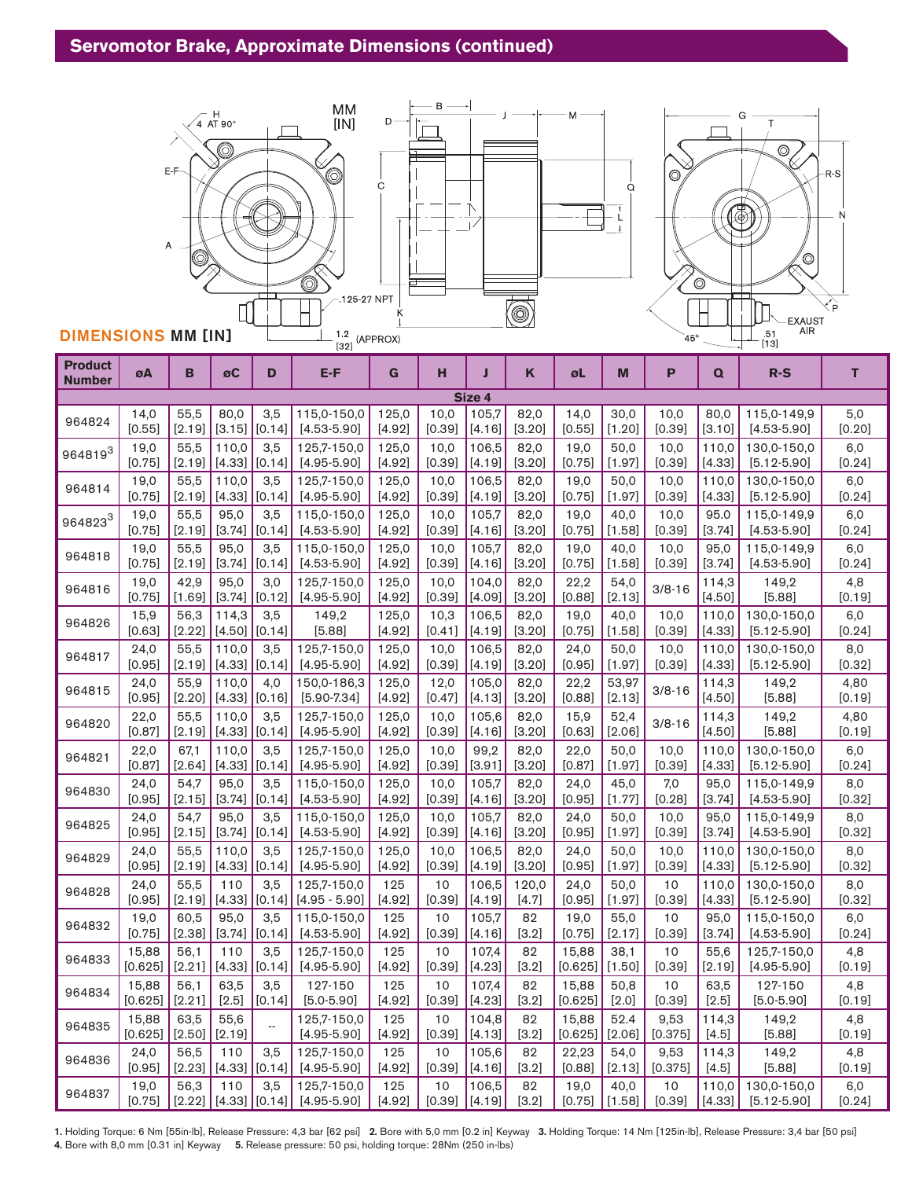## Servomotor Brake, Approximate Dimensions (continued)

**DIMENSIONS MM [IN]**

| Product Number | øA | B | øC | D | E-F | G | H | J | K | øL | M | P | Q | R-S | T |
|---|---|---|---|---|---|---|---|---|---|---|---|---|---|---|---|
| **Size 4** | | | | | | | | | | | | | | | |
| 964824 | 14,0 [0.55] | 55,5 [2.19] | 80,0 [3.15] | 3,5 [0.14] | 115,0-150,0 [4.53-5.90] | 125,0 [4.92] | 10,0 [0.39] | 105,7 [4.16] | 82,0 [3.20] | 14,0 [0.55] | 30,0 [1.20] | 10,0 [0.39] | 80,0 [3.10] | 115,0-149,9 [4.53-5.90] | 5,0 [0.20] |
| 964819[3] | 19,0 [0.75] | 55,5 [2.19] | 110,0 [4.33] | 3,5 [0.14] | 125,7-150,0 [4.95-5.90] | 125,0 [4.92] | 10,0 [0.39] | 106,5 [4.19] | 82,0 [3.20] | 19,0 [0.75] | 50,0 [1.97] | 10,0 [0.39] | 110,0 [4.33] | 130,0-150,0 [5.12-5.90] | 6,0 [0.24] |
| 964814 | 19,0 [0.75] | 55,5 [2.19] | 110,0 [4.33] | 3,5 [0.14] | 125,7-150,0 [4.95-5.90] | 125,0 [4.92] | 10,0 [0.39] | 106,5 [4.19] | 82,0 [3.20] | 19,0 [0.75] | 50,0 [1.97] | 10,0 [0.39] | 110,0 [4.33] | 130,0-150,0 [5.12-5.90] | 6,0 [0.24] |
| 964823[3] | 19,0 [0.75] | 55,5 [2.19] | 95,0 [3.74] | 3,5 [0.14] | 115,0-150,0 [4.53-5.90] | 125,0 [4.92] | 10,0 [0.39] | 105,7 [4.16] | 82,0 [3.20] | 19,0 [0.75] | 40,0 [1.58] | 10,0 [0.39] | 95,0 [3.74] | 115,0-149,9 [4.53-5.90] | 6,0 [0.24] |
| 964818 | 19,0 [0.75] | 55,5 [2.19] | 95,0 [3.74] | 3,5 [0.14] | 115,0-150,0 [4.53-5.90] | 125,0 [4.92] | 10,0 [0.39] | 105,7 [4.16] | 82,0 [3.20] | 19,0 [0.75] | 40,0 [1.58] | 10,0 [0.39] | 95,0 [3.74] | 115,0-149,9 [4.53-5.90] | 6,0 [0.24] |
| 964816 | 19,0 [0.75] | 42,9 [1.69] | 95,0 [3.74] | 3,0 [0.12] | 125,7-150,0 [4.95-5.90] | 125,0 [4.92] | 10,0 [0.39] | 104,0 [4.09] | 82,0 [3.20] | 22,2 [0.88] | 54,0 [2.13] | 3/8-16 | 114,3 [4.50] | 149,2 [5.88] | 4,8 [0.19] |
| 964826 | 15,9 [0.63] | 56,3 [2.22] | 114,3 [4.50] | 3,5 [0.14] | 149,2 [5.88] | 125,0 [4.92] | 10,3 [0.41] | 106,5 [4.19] | 82,0 [3.20] | 19,0 [0.75] | 40,0 [1.58] | 10,0 [0.39] | 110,0 [4.33] | 130,0-150,0 [5.12-5.90] | 6,0 [0.24] |
| 964817 | 24,0 [0.95] | 55,5 [2.19] | 110,0 [4.33] | 3,5 [0.14] | 125,7-150,0 [4.95-5.90] | 125,0 [4.92] | 10,0 [0.39] | 106,5 [4.19] | 82,0 [3.20] | 24,0 [0.95] | 50,0 [1.97] | 10,0 [0.39] | 110,0 [4.33] | 130,0-150,0 [5.12-5.90] | 8,0 [0.32] |
| 964815 | 24,0 [0.95] | 55,9 [2.20] | 110,0 [4.33] | 4,0 [0.16] | 150,0-186,3 [5.90-7.34] | 125,0 [4.92] | 12,0 [0.47] | 105,0 [4.13] | 82,0 [3.20] | 22,2 [0.88] | 53,97 [2.13] | 3/8-16 | 114,3 [4.50] | 149,2 [5.88] | 4,80 [0.19] |
| 964820 | 22,0 [0.87] | 55,5 [2.19] | 110,0 [4.33] | 3,5 [0.14] | 125,7-150,0 [4.95-5.90] | 125,0 [4.92] | 10,0 [0.39] | 105,6 [4.16] | 82,0 [3.20] | 15,9 [0.63] | 52,4 [2.06] | 3/8-16 | 114,3 [4.50] | 149,2 [5.88] | 4,80 [0.19] |
| 964821 | 22,0 [0.87] | 67,1 [2.64] | 110,0 [4.33] | 3,5 [0.14] | 125,7-150,0 [4.95-5.90] | 125,0 [4.92] | 10,0 [0.39] | 99,2 [3.91] | 82,0 [3.20] | 22,0 [0.87] | 50,0 [1.97] | 10,0 [0.39] | 110,0 [4.33] | 130,0-150,0 [5.12-5.90] | 6,0 [0.24] |
| 964830 | 24,0 [0.95] | 54,7 [2.15] | 95,0 [3.74] | 3,5 [0.14] | 115,0-150,0 [4.53-5.90] | 125,0 [4.92] | 10,0 [0.39] | 105,7 [4.16] | 82,0 [3.20] | 24,0 [0.95] | 45,0 [1.77] | 7,0 [0.28] | 95,0 [3.74] | 115,0-149,9 [4.53-5.90] | 8,0 [0.32] |
| 964825 | 24,0 [0.95] | 54,7 [2.15] | 95,0 [3.74] | 3,5 [0.14] | 115,0-150,0 [4.53-5.90] | 125,0 [4.92] | 10,0 [0.39] | 105,7 [4.16] | 82,0 [3.20] | 24,0 [0.95] | 50,0 [1.97] | 10,0 [0.39] | 95,0 [3.74] | 115,0-149,9 [4.53-5.90] | 8,0 [0.32] |
| 964829 | 24,0 [0.95] | 55,5 [2.19] | 110,0 [4.33] | 3,5 [0.14] | 125,7-150,0 [4.95-5.90] | 125,0 [4.92] | 10,0 [0.39] | 106,5 [4.19] | 82,0 [3.20] | 24,0 [0.95] | 50,0 [1.97] | 10,0 [0.39] | 110,0 [4.33] | 130,0-150,0 [5.12-5.90] | 8,0 [0.32] |
| 964828 | 24,0 [0.95] | 55,5 [2.19] | 110 [4.33] | 3,5 [0.14] | 125,7-150,0 [4.95 - 5.90] | 125 [4.92] | 10 [0.39] | 106,5 [4.19] | 120,0 [4.7] | 24,0 [0.95] | 50,0 [1.97] | 10 [0.39] | 110,0 [4.33] | 130,0-150,0 [5.12-5.90] | 8,0 [0.32] |
| 964832 | 19,0 [0.75] | 60,5 [2.38] | 95,0 [3.74] | 3,5 [0.14] | 115,0-150,0 [4.53-5.90] | 125 [4.92] | 10 [0.39] | 105,7 [4.16] | 82 [3.2] | 19,0 [0.75] | 55,0 [2.17] | 10 [0.39] | 95,0 [3.74] | 115,0-150,0 [4.53-5.90] | 6,0 [0.24] |
| 964833 | 15,88 [0.625] | 56,1 [2.21] | 110 [4.33] | 3,5 [0.14] | 125,7-150,0 [4.95-5.90] | 125 [4.92] | 10 [0.39] | 107,4 [4.23] | 82 [3.2] | 15,88 [0.625] | 38,1 [1.50] | 10 [0.39] | 55,6 [2.19] | 125,7-150,0 [4.95-5.90] | 4,8 [0.19] |
| 964834 | 15,88 [0.625] | 56,1 [2.21] | 63,5 [2.5] | 3,5 [0.14] | 127-150 [5.0-5.90] | 125 [4.92] | 10 [0.39] | 107,4 [4.23] | 82 [3.2] | 15,88 [0.625] | 50,8 [2.0] | 10 [0.39] | 63,5 [2.5] | 127-150 [5.0-5.90] | 4,8 [0.19] |
| 964835 | 15,88 [0.625] | 63,5 [2.50] | 55,6 [2.19] | -- | 125,7-150,0 [4.95-5.90] | 125 [4.92] | 10 [0.39] | 104,8 [4.13] | 82 [3.2] | 15,88 [0.625] | 52.4 [2.06] | 9,53 [0.375] | 114,3 [4.5] | 149,2 [5.88] | 4,8 [0.19] |
| 964836 | 24,0 [0.95] | 56,5 [2.23] | 110 [4.33] | 3,5 [0.14] | 125,7-150,0 [4.95-5.90] | 125 [4.92] | 10 [0.39] | 105,6 [4.16] | 82 [3.2] | 22,23 [0.88] | 54,0 [2.13] | 9,53 [0.375] | 114,3 [4.5] | 149,2 [5.88] | 4,8 [0.19] |
| 964837 | 19,0 [0.75] | 56,3 [2.22] | 110 [4.33] | 3,5 [0.14] | 125,7-150,0 [4.95-5.90] | 125 [4.92] | 10 [0.39] | 106,5 [4.19] | 82 [3.2] | 19,0 [0.75] | 40,0 [1.58] | 10 [0.39] | 110,0 [4.33] | 130,0-150,0 [5.12-5.90] | 6,0 [0.24] |

**1.** Holding Torque: 6 Nm [55in-lb], Release Pressure: 4,3 bar [62 psi] **2.** Bore with 5,0 mm [0.2 in] Keyway **3.** Holding Torque: 14 Nm [125in-lb], Release Pressure: 3,4 bar [50 psi] **4.** Bore with 8,0 mm [0.31 in] Keyway **5.** Release pressure: 50 psi, holding torque: 28Nm (250 in-lbs)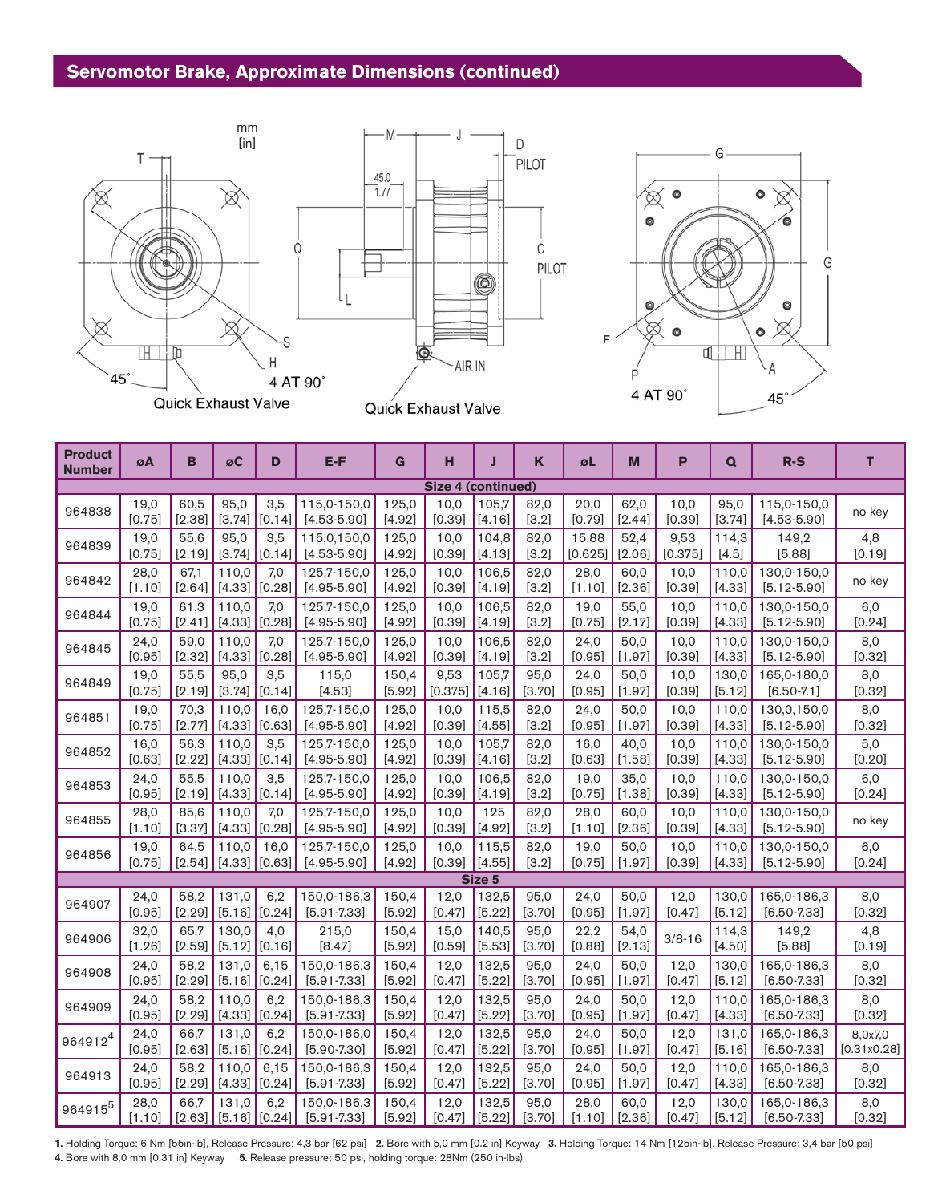## Servomotor Brake, Approximate Dimensions (continued)

mm
[in]

Quick Exhaust Valve

Quick Exhaust Valve

| Product Number | øA | B | øC | D | E-F | G | H | J | K | øL | M | P | Q | R-S | T |
|---|---|---|---|---|---|---|---|---|---|---|---|---|---|---|---|
| **Size 4 (continued)** | | | | | | | | | | | | | | | |
| 964838 | 19,0 [0.75] | 60,5 [2.38] | 95,0 [3.74] | 3,5 [0.14] | 115,0-150,0 [4.53-5.90] | 125,0 [4.92] | 10,0 [0.39] | 105,7 [4.16] | 82,0 [3.2] | 20,0 [0.79] | 62,0 [2.44] | 10,0 [0.39] | 95,0 [3.74] | 115,0-150,0 [4.53-5.90] | no key |
| 964839 | 19,0 [0.75] | 55,6 [2.19] | 95,0 [3.74] | 3,5 [0.14] | 115,0,150,0 [4.53-5.90] | 125,0 [4.92] | 10,0 [0.39] | 104,8 [4.13] | 82,0 [3.2] | 15,88 [0.625] | 52,4 [2.06] | 9,53 [0.375] | 114,3 [4.5] | 149,2 [5.88] | 4,8 [0.19] |
| 964842 | 28,0 [1.10] | 67,1 [2.64] | 110,0 [4.33] | 7,0 [0.28] | 125,7-150,0 [4.95-5.90] | 125,0 [4.92] | 10,0 [0.39] | 106,5 [4.19] | 82,0 [3.2] | 28,0 [1.10] | 60,0 [2.36] | 10,0 [0.39] | 110,0 [4.33] | 130,0-150,0 [5.12-5.90] | no key |
| 964844 | 19,0 [0.75] | 61,3 [2.41] | 110,0 [4.33] | 7,0 [0.28] | 125,7-150,0 [4.95-5.90] | 125,0 [4.92] | 10,0 [0.39] | 106,5 [4.19] | 82,0 [3.2] | 19,0 [0.75] | 55,0 [2.17] | 10,0 [0.39] | 110,0 [4.33] | 130,0-150,0 [5.12-5.90] | 6,0 [0.24] |
| 964845 | 24,0 [0.95] | 59,0 [2.32] | 110,0 [4.33] | 7,0 [0.28] | 125,7-150,0 [4.95-5.90] | 125,0 [4.92] | 10,0 [0.39] | 106,5 [4.19] | 82,0 [3.2] | 24,0 [0.95] | 50,0 [1.97] | 10,0 [0.39] | 110,0 [4.33] | 130,0-150,0 [5.12-5.90] | 8,0 [0.32] |
| 964849 | 19,0 [0.75] | 55,5 [2.19] | 95,0 [3.74] | 3,5 [0.14] | 115,0 [4.53] | 150,4 [5.92] | 9,53 [0.375] | 105,7 [4.16] | 95,0 [3.70] | 24,0 [0.95] | 50,0 [1.97] | 10,0 [0.39] | 130,0 [5.12] | 165,0-180,0 [6.50-7.1] | 8,0 [0.32] |
| 964851 | 19,0 [0.75] | 70,3 [2.77] | 110,0 [4.33] | 16,0 [0.63] | 125,7-150,0 [4.95-5.90] | 125,0 [4.92] | 10,0 [0.39] | 115,5 [4.55] | 82,0 [3.2] | 24,0 [0.95] | 50,0 [1.97] | 10,0 [0.39] | 110,0 [4.33] | 130,0,150,0 [5.12-5.90] | 8,0 [0.32] |
| 964852 | 16,0 [0.63] | 56,3 [2.22] | 110,0 [4.33] | 3,5 [0.14] | 125,7-150,0 [4.95-5.90] | 125,0 [4.92] | 10,0 [0.39] | 105,7 [4.16] | 82,0 [3.2] | 16,0 [0.63] | 40,0 [1.58] | 10,0 [0.39] | 110,0 [4.33] | 130,0-150,0 [5.12-5.90] | 5,0 [0.20] |
| 964853 | 24,0 [0.95] | 55,5 [2.19] | 110,0 [4.33] | 3,5 [0.14] | 125,7-150,0 [4.95-5.90] | 125,0 [4.92] | 10,0 [0.39] | 106,5 [4.19] | 82,0 [3.2] | 19,0 [0.75] | 35,0 [1.38] | 10,0 [0.39] | 110,0 [4.33] | 130,0-150,0 [5.12-5.90] | 6,0 [0.24] |
| 964855 | 28,0 [1.10] | 85,6 [3.37] | 110,0 [4.33] | 7,0 [0.28] | 125,7-150,0 [4.95-5.90] | 125,0 [4.92] | 10,0 [0.39] | 125 [4.92] | 82,0 [3.2] | 28,0 [1.10] | 60,0 [2.36] | 10,0 [0.39] | 110,0 [4.33] | 130,0-150,0 [5.12-5.90] | no key |
| 964856 | 19,0 [0.75] | 64,5 [2.54] | 110,0 [4.33] | 16,0 [0.63] | 125,7-150,0 [4.95-5.90] | 125,0 [4.92] | 10,0 [0.39] | 115,5 [4.55] | 82,0 [3.2] | 19,0 [0.75] | 50,0 [1.97] | 10,0 [0.39] | 110,0 [4.33] | 130,0-150,0 [5.12-5.90] | 6,0 [0.24] |
| **Size 5** | | | | | | | | | | | | | | | |
| 964907 | 24,0 [0.95] | 58,2 [2.29] | 131,0 [5.16] | 6,2 [0.24] | 150,0-186,3 [5.91-7.33] | 150,4 [5.92] | 12,0 [0.47] | 132,5 [5.22] | 95,0 [3.70] | 24,0 [0.95] | 50,0 [1.97] | 12,0 [0.47] | 130,0 [5.12] | 165,0-186,3 [6.50-7.33] | 8,0 [0.32] |
| 964906 | 32,0 [1.26] | 65,7 [2.59] | 130,0 [5.12] | 4,0 [0.16] | 215,0 [8.47] | 150,4 [5.92] | 15,0 [0.59] | 140,5 [5.53] | 95,0 [3.70] | 22,2 [0.88] | 54,0 [2.13] | 3/8-16 | 114,3 [4.50] | 149,2 [5.88] | 4,8 [0.19] |
| 964908 | 24,0 [0.95] | 58,2 [2.29] | 131,0 [5.16] | 6,15 [0.24] | 150,0-186,3 [5.91-7.33] | 150,4 [5.92] | 12,0 [0.47] | 132,5 [5.22] | 95,0 [3.70] | 24,0 [0.95] | 50,0 [1.97] | 12,0 [0.47] | 130,0 [5.12] | 165,0-186,3 [6.50-7.33] | 8,0 [0.32] |
| 964909 | 24,0 [0.95] | 58,2 [2.29] | 110,0 [4.33] | 6,2 [0.24] | 150,0-186,3 [5.91-7.33] | 150,4 [5.92] | 12,0 [0.47] | 132,5 [5.22] | 95,0 [3.70] | 24,0 [0.95] | 50,0 [1.97] | 12,0 [0.47] | 110,0 [4.33] | 165,0-186,3 [6.50-7.33] | 8,0 [0.32] |
| 964912[4] | 24,0 [0.95] | 66,7 [2.63] | 131,0 [5.16] | 6,2 [0.24] | 150,0-186,0 [5.90-7.30] | 150,4 [5.92] | 12,0 [0.47] | 132,5 [5.22] | 95,0 [3.70] | 24,0 [0.95] | 50,0 [1.97] | 12,0 [0.47] | 131,0 [5.16] | 165,0-186,3 [6.50-7.33] | 8,0x7,0 [0.31x0.28] |
| 964913 | 24,0 [0.95] | 58,2 [2.29] | 110,0 [4.33] | 6,15 [0.24] | 150,0-186,3 [5.91-7.33] | 150,4 [5.92] | 12,0 [0.47] | 132,5 [5.22] | 95,0 [3.70] | 24,0 [0.95] | 50,0 [1.97] | 12,0 [0.47] | 110,0 [4.33] | 165,0-186,3 [6.50-7.33] | 8,0 [0.32] |
| 964915[5] | 28,0 [1.10] | 66,7 [2.63] | 131,0 [5.16] | 6,2 [0.24] | 150,0-186,3 [5.91-7.33] | 150,4 [5.92] | 12,0 [0.47] | 132,5 [5.22] | 95,0 [3.70] | 28,0 [1.10] | 60,0 [2.36] | 12,0 [0.47] | 130,0 [5.12] | 165,0-186,3 [6.50-7.33] | 8,0 [0.32] |

**1.** Holding Torque: 6 Nm [55in-lb], Release Pressure: 4,3 bar [62 psi] **2.** Bore with 5,0 mm [0.2 in] Keyway **3.** Holding Torque: 14 Nm [125in-lb], Release Pressure: 3,4 bar [50 psi]
**4.** Bore with 8,0 mm [0.31 in] Keyway **5.** Release pressure: 50 psi, holding torque: 28Nm (250 in-lbs)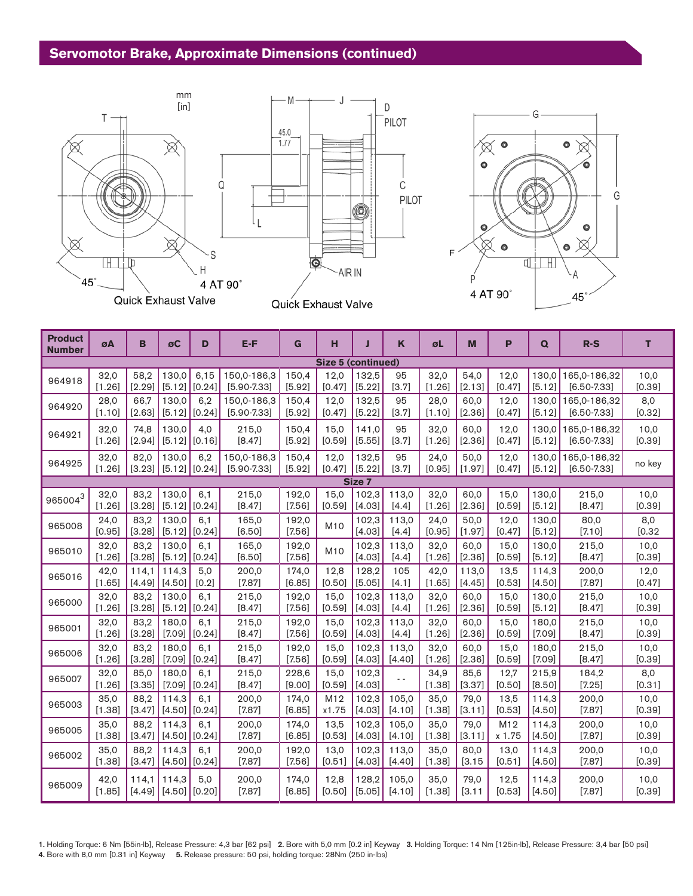## Servomotor Brake, Approximate Dimensions (continued)

| Product Number | øA | B | øC | D | E-F | G | H | J | K | øL | M | P | Q | R-S | T |
|---|---|---|---|---|---|---|---|---|---|---|---|---|---|---|---|
| **Size 5 (continued)** | | | | | | | | | | | | | | | |
| 964918 | 32,0 [1.26] | 58,2 [2.29] | 130,0 [5.12] | 6,15 [0.24] | 150,0-186,3 [5.90-7.33] | 150,4 [5.92] | 12,0 [0.47] | 132,5 [5.22] | 95 [3.7] | 32,0 [1.26] | 54,0 [2.13] | 12,0 [0.47] | 130,0 [5.12] | 165,0-186,32 [6.50-7.33] | 10,0 [0.39] |
| 964920 | 28,0 [1.10] | 66,7 [2.63] | 130,0 [5.12] | 6,2 [0.24] | 150,0-186,3 [5.90-7.33] | 150,4 [5.92] | 12,0 [0.47] | 132,5 [5.22] | 95 [3.7] | 28,0 [1.10] | 60,0 [2.36] | 12,0 [0.47] | 130,0 [5.12] | 165,0-186,32 [6.50-7.33] | 8,0 [0.32] |
| 964921 | 32,0 [1.26] | 74,8 [2.94] | 130,0 [5.12] | 4,0 [0.16] | 215,0 [8.47] | 150,4 [5.92] | 15,0 [0.59] | 141,0 [5.55] | 95 [3.7] | 32,0 [1.26] | 60,0 [2.36] | 12,0 [0.47] | 130,0 [5.12] | 165,0-186,32 [6.50-7.33] | 10,0 [0.39] |
| 964925 | 32,0 [1.26] | 82,0 [3.23] | 130,0 [5.12] | 6,2 [0.24] | 150,0-186,3 [5.90-7.33] | 150,4 [5.92] | 12,0 [0.47] | 132,5 [5.22] | 95 [3.7] | 24,0 [0.95] | 50,0 [1.97] | 12,0 [0.47] | 130,0 [5.12] | 165,0-186,32 [6.50-7.33] | no key |
| **Size 7** | | | | | | | | | | | | | | | |
| 965004[3] | 32,0 [1.26] | 83,2 [3.28] | 130,0 [5.12] | 6,1 [0.24] | 215,0 [8.47] | 192,0 [7.56] | 15,0 [0.59] | 102,3 [4.03] | 113,0 [4.4] | 32,0 [1.26] | 60,0 [2.36] | 15,0 [0.59] | 130,0 [5.12] | 215,0 [8.47] | 10,0 [0.39] |
| 965008 | 24,0 [0.95] | 83,2 [3.28] | 130,0 [5.12] | 6,1 [0.24] | 165,0 [6.50] | 192,0 [7.56] | M10 | 102,3 [4.03] | 113,0 [4.4] | 24,0 [0.95] | 50,0 [1.97] | 12,0 [0.47] | 130,0 [5.12] | 80,0 [7.10] | 8,0 [0.32 |
| 965010 | 32,0 [1.26] | 83,2 [3.28] | 130,0 [5.12] | 6,1 [0.24] | 165,0 [6.50] | 192,0 [7.56] | M10 | 102,3 [4.03] | 113,0 [4.4] | 32,0 [1.26] | 60,0 [2.36] | 15,0 [0.59] | 130,0 [5.12] | 215,0 [8.47] | 10,0 [0.39] |
| 965016 | 42,0 [1.65] | 114,1 [4.49] | 114,3 [4.50] | 5,0 [0.2] | 200,0 [7.87] | 174,0 [6.85] | 12,8 [0.50] | 128,2 [5.05] | 105 [4.1] | 42,0 [1.65] | 113,0 [4.45] | 13,5 [0.53] | 114,3 [4.50] | 200,0 [7.87] | 12,0 [0.47] |
| 965000 | 32,0 [1.26] | 83,2 [3.28] | 130,0 [5.12] | 6,1 [0.24] | 215,0 [8.47] | 192,0 [7.56] | 15,0 [0.59] | 102,3 [4.03] | 113,0 [4.4] | 32,0 [1.26] | 60,0 [2.36] | 15,0 [0.59] | 130,0 [5.12] | 215,0 [8.47] | 10,0 [0.39] |
| 965001 | 32,0 [1.26] | 83,2 [3.28] | 180,0 [7.09] | 6,1 [0.24] | 215,0 [8.47] | 192,0 [7.56] | 15,0 [0.59] | 102,3 [4.03] | 113,0 [4.4] | 32,0 [1.26] | 60,0 [2.36] | 15,0 [0.59] | 180,0 [7.09] | 215,0 [8.47] | 10,0 [0.39] |
| 965006 | 32,0 [1.26] | 83,2 [3.28] | 180,0 [7.09] | 6,1 [0.24] | 215,0 [8.47] | 192,0 [7.56] | 15,0 [0.59] | 102,3 [4.03] | 113,0 [4.40] | 32,0 [1.26] | 60,0 [2.36] | 15,0 [0.59] | 180,0 [7.09] | 215,0 [8.47] | 10,0 [0.39] |
| 965007 | 32,0 [1.26] | 85,0 [3.35] | 180,0 [7.09] | 6,1 [0.24] | 215,0 [8.47] | 228,6 [9.00] | 15,0 [0.59] | 102,3 [4.03] | - - | 34,9 [1.38] | 85,6 [3.37] | 12,7 [0.50] | 215,9 [8.50] | 184,2 [7.25] | 8,0 [0.31] |
| 965003 | 35,0 [1.38] | 88,2 [3.47] | 114,3 [4.50] | 6,1 [0.24] | 200,0 [7.87] | 174,0 [6.85] | M12 x1.75 | 102,3 [4.03] | 105,0 [4.10] | 35,0 [1.38] | 79,0 [3.11] | 13,5 [0.53] | 114,3 [4.50] | 200,0 [7.87] | 10,0 [0.39] |
| 965005 | 35,0 [1.38] | 88,2 [3.47] | 114,3 [4.50] | 6,1 [0.24] | 200,0 [7.87] | 174,0 [6.85] | 13,5 [0.53] | 102,3 [4.03] | 105,0 [4.10] | 35,0 [1.38] | 79,0 [3.11] | M12 x 1.75 | 114,3 [4.50] | 200,0 [7.87] | 10,0 [0.39] |
| 965002 | 35,0 [1.38] | 88,2 [3.47] | 114,3 [4.50] | 6,1 [0.24] | 200,0 [7.87] | 192,0 [7.56] | 13,0 [0.51] | 102,3 [4.03] | 113,0 [4.40] | 35,0 [1.38] | 80,0 [3.15 | 13,0 [0.51] | 114,3 [4.50] | 200,0 [7.87] | 10,0 [0.39] |
| 965009 | 42,0 [1.85] | 114,1 [4.49] | 114,3 [4.50] | 5,0 [0.20] | 200,0 [7.87] | 174,0 [6.85] | 12,8 [0.50] | 128,2 [5.05] | 105,0 [4.10] | 35,0 [1.38] | 79,0 [3.11 | 12,5 [0.53] | 114,3 [4.50] | 200,0 [7.87] | 10,0 [0.39] |

**1.** Holding Torque: 6 Nm [55in-lb], Release Pressure: 4,3 bar [62 psi] **2.** Bore with 5,0 mm [0.2 in] Keyway **3.** Holding Torque: 14 Nm [125in-lb], Release Pressure: 3,4 bar [50 psi]
**4.** Bore with 8,0 mm [0.31 in] Keyway **5.** Release pressure: 50 psi, holding torque: 28Nm (250 in-lbs)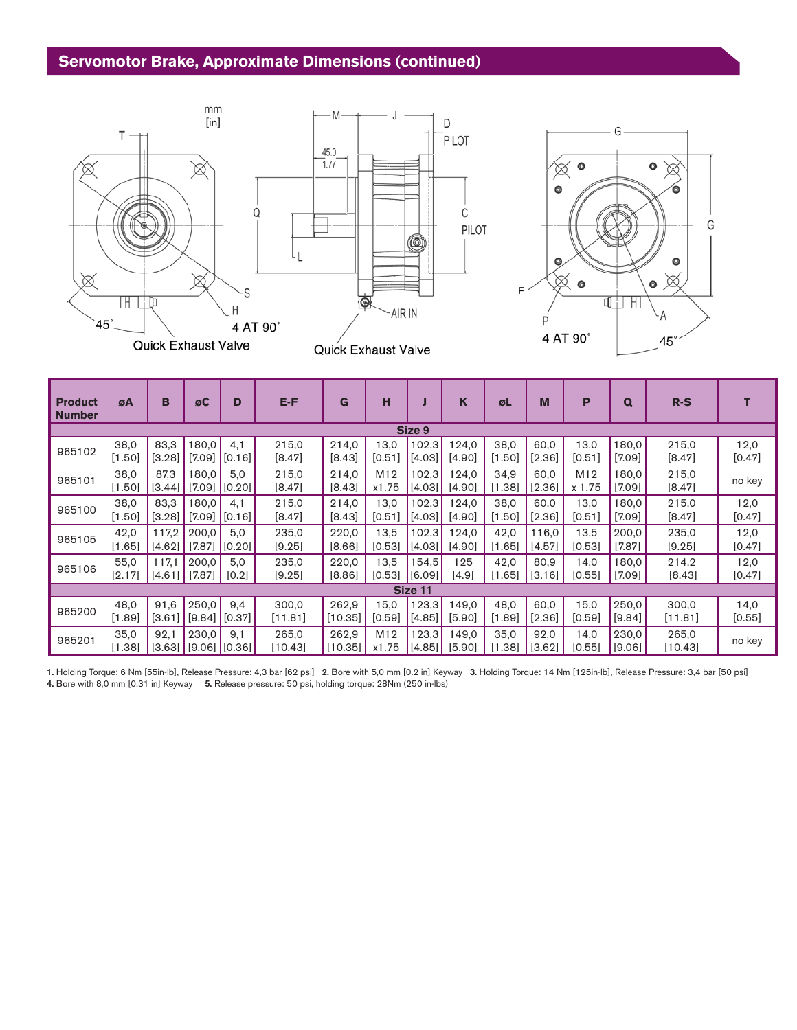## Servomotor Brake, Approximate Dimensions (continued)

mm
[in]

T

45°

Quick Exhaust Valve

S

H

4 AT 90°

M J D PILOT

45.0
1.77

Q

L

C PILOT

AIR IN

Quick Exhaust Valve

G

G

F

P

4 AT 90°

A

45°

| Product Number | øA | B | øC | D | E-F | G | H | J | K | øL | M | P | Q | R-S | T |
|---|---|---|---|---|---|---|---|---|---|---|---|---|---|---|---|
| **Size 9** | | | | | | | | | | | | | | | |
| 965102 | 38,0 [1.50] | 83,3 [3.28] | 180,0 [7.09] | 4,1 [0.16] | 215,0 [8.47] | 214,0 [8.43] | 13,0 [0.51] | 102,3 [4.03] | 124,0 [4.90] | 38,0 [1.50] | 60,0 [2.36] | 13,0 [0.51] | 180,0 [7.09] | 215,0 [8.47] | 12,0 [0.47] |
| 965101 | 38,0 [1.50] | 87,3 [3.44] | 180,0 [7.09] | 5,0 [0.20] | 215,0 [8.47] | 214,0 [8.43] | M12 x1.75 | 102,3 [4.03] | 124,0 [4.90] | 34,9 [1.38] | 60,0 [2.36] | M12 x 1.75 | 180,0 [7.09] | 215,0 [8.47] | no key |
| 965100 | 38,0 [1.50] | 83,3 [3.28] | 180,0 [7.09] | 4,1 [0.16] | 215,0 [8.47] | 214,0 [8.43] | 13,0 [0.51] | 102,3 [4.03] | 124,0 [4.90] | 38,0 [1.50] | 60,0 [2.36] | 13,0 [0.51] | 180,0 [7.09] | 215,0 [8.47] | 12,0 [0.47] |
| 965105 | 42,0 [1.65] | 117,2 [4.62] | 200,0 [7.87] | 5,0 [0.20] | 235,0 [9.25] | 220,0 [8.66] | 13,5 [0.53] | 102,3 [4.03] | 124,0 [4.90] | 42,0 [1.65] | 116,0 [4.57] | 13,5 [0.53] | 200,0 [7.87] | 235,0 [9.25] | 12,0 [0.47] |
| 965106 | 55,0 [2.17] | 117,1 [4.61] | 200,0 [7.87] | 5,0 [0.2] | 235,0 [9.25] | 220,0 [8.86] | 13,5 [0.53] | 154,5 [6.09] | 125 [4.9] | 42,0 [1.65] | 80,9 [3.16] | 14,0 [0.55] | 180,0 [7.09] | 214.2 [8.43] | 12,0 [0.47] |
| **Size 11** | | | | | | | | | | | | | | | |
| 965200 | 48,0 [1.89] | 91,6 [3.61] | 250,0 [9.84] | 9,4 [0.37] | 300,0 [11.81] | 262,9 [10.35] | 15,0 [0.59] | 123,3 [4.85] | 149,0 [5.90] | 48,0 [1.89] | 60,0 [2.36] | 15,0 [0.59] | 250,0 [9.84] | 300,0 [11.81] | 14,0 [0.55] |
| 965201 | 35,0 [1.38] | 92,1 [3.63] | 230,0 [9.06] | 9,1 [0.36] | 265,0 [10.43] | 262,9 [10.35] | M12 x1.75 | 123,3 [4.85] | 149,0 [5.90] | 35,0 [1.38] | 92,0 [3.62] | 14,0 [0.55] | 230,0 [9.06] | 265,0 [10.43] | no key |

**1.** Holding Torque: 6 Nm [55in-lb], Release Pressure: 4,3 bar [62 psi] **2.** Bore with 5,0 mm [0.2 in] Keyway **3.** Holding Torque: 14 Nm [125in-lb], Release Pressure: 3,4 bar [50 psi]
**4.** Bore with 8,0 mm [0.31 in] Keyway **5.** Release pressure: 50 psi, holding torque: 28Nm (250 in-lbs)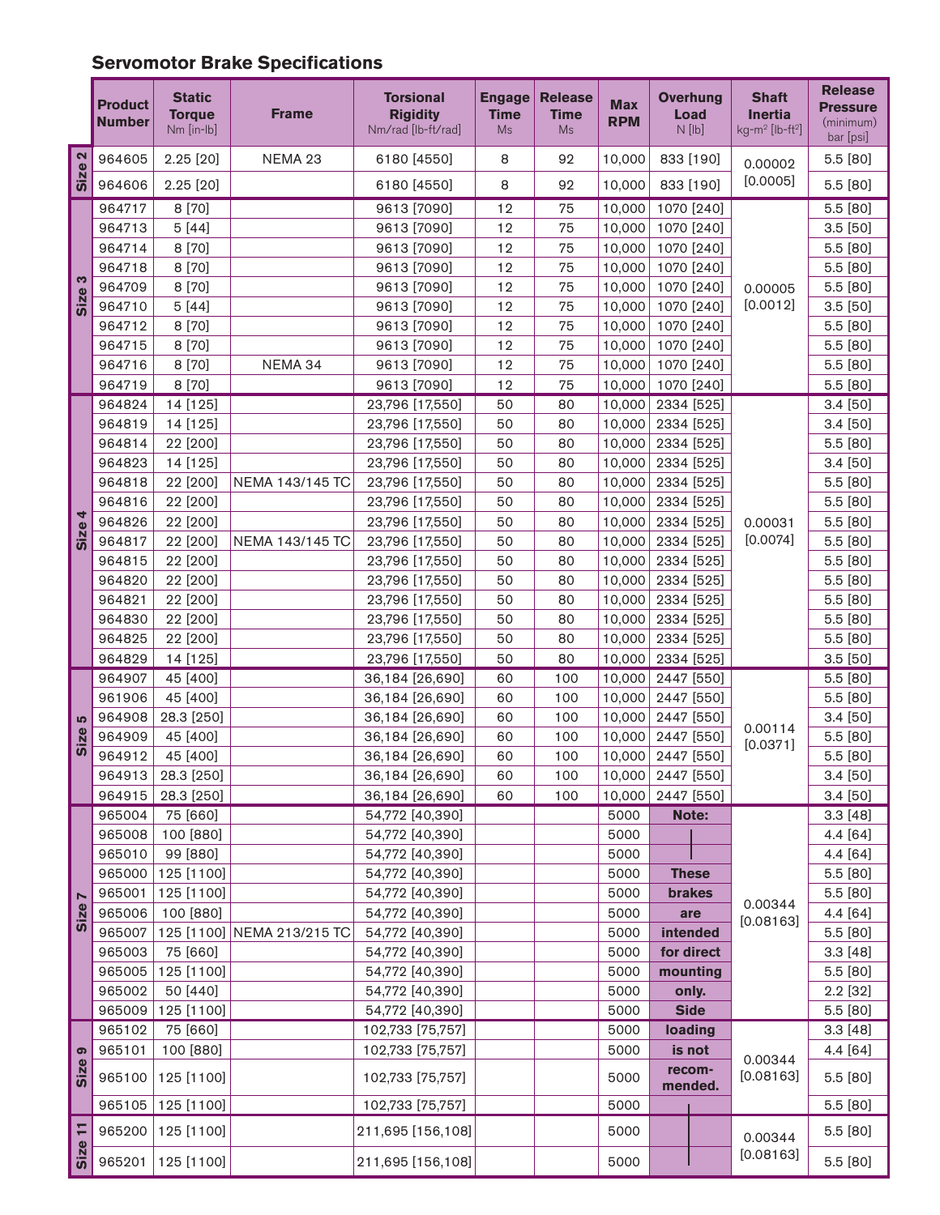## Servomotor Brake Specifications

| | Product Number | Static Torque Nm [in-lb] | Frame | Torsional Rigidity Nm/rad [lb-ft/rad] | Engage Time Ms | Release Time Ms | Max RPM | Overhung Load N [lb] | Shaft Inertia kg-m² [lb-ft²] | Release Pressure (minimum) bar [psi] |
|---|---|---|---|---|---|---|---|---|---|---|
| Size 2 | 964605 | 2.25 [20] | NEMA 23 | 6180 [4550] | 8 | 92 | 10,000 | 833 [190] | 0.00002 [0.0005] | 5.5 [80] |
| | 964606 | 2.25 [20] | | 6180 [4550] | 8 | 92 | 10,000 | 833 [190] | | 5.5 [80] |
| Size 3 | 964717 | 8 [70] | | 9613 [7090] | 12 | 75 | 10,000 | 1070 [240] | 0.00005 [0.0012] | 5.5 [80] |
| | 964713 | 5 [44] | | 9613 [7090] | 12 | 75 | 10,000 | 1070 [240] | | 3.5 [50] |
| | 964714 | 8 [70] | | 9613 [7090] | 12 | 75 | 10,000 | 1070 [240] | | 5.5 [80] |
| | 964718 | 8 [70] | | 9613 [7090] | 12 | 75 | 10,000 | 1070 [240] | | 5.5 [80] |
| | 964709 | 8 [70] | | 9613 [7090] | 12 | 75 | 10,000 | 1070 [240] | | 5.5 [80] |
| | 964710 | 5 [44] | | 9613 [7090] | 12 | 75 | 10,000 | 1070 [240] | | 3.5 [50] |
| | 964712 | 8 [70] | | 9613 [7090] | 12 | 75 | 10,000 | 1070 [240] | | 5.5 [80] |
| | 964715 | 8 [70] | | 9613 [7090] | 12 | 75 | 10,000 | 1070 [240] | | 5.5 [80] |
| | 964716 | 8 [70] | NEMA 34 | 9613 [7090] | 12 | 75 | 10,000 | 1070 [240] | | 5.5 [80] |
| | 964719 | 8 [70] | | 9613 [7090] | 12 | 75 | 10,000 | 1070 [240] | | 5.5 [80] |
| Size 4 | 964824 | 14 [125] | | 23,796 [17,550] | 50 | 80 | 10,000 | 2334 [525] | 0.00031 [0.0074] | 3.4 [50] |
| | 964819 | 14 [125] | | 23,796 [17,550] | 50 | 80 | 10,000 | 2334 [525] | | 3.4 [50] |
| | 964814 | 22 [200] | | 23,796 [17,550] | 50 | 80 | 10,000 | 2334 [525] | | 5.5 [80] |
| | 964823 | 14 [125] | | 23,796 [17,550] | 50 | 80 | 10,000 | 2334 [525] | | 3.4 [50] |
| | 964818 | 22 [200] | NEMA 143/145 TC | 23,796 [17,550] | 50 | 80 | 10,000 | 2334 [525] | | 5.5 [80] |
| | 964816 | 22 [200] | | 23,796 [17,550] | 50 | 80 | 10,000 | 2334 [525] | | 5.5 [80] |
| | 964826 | 22 [200] | | 23,796 [17,550] | 50 | 80 | 10,000 | 2334 [525] | | 5.5 [80] |
| | 964817 | 22 [200] | NEMA 143/145 TC | 23,796 [17,550] | 50 | 80 | 10,000 | 2334 [525] | | 5.5 [80] |
| | 964815 | 22 [200] | | 23,796 [17,550] | 50 | 80 | 10,000 | 2334 [525] | | 5.5 [80] |
| | 964820 | 22 [200] | | 23,796 [17,550] | 50 | 80 | 10,000 | 2334 [525] | | 5.5 [80] |
| | 964821 | 22 [200] | | 23,796 [17,550] | 50 | 80 | 10,000 | 2334 [525] | | 5.5 [80] |
| | 964830 | 22 [200] | | 23,796 [17,550] | 50 | 80 | 10,000 | 2334 [525] | | 5.5 [80] |
| | 964825 | 22 [200] | | 23,796 [17,550] | 50 | 80 | 10,000 | 2334 [525] | | 5.5 [80] |
| | 964829 | 14 [125] | | 23,796 [17,550] | 50 | 80 | 10,000 | 2334 [525] | | 3.5 [50] |
| Size 5 | 964907 | 45 [400] | | 36,184 [26,690] | 60 | 100 | 10,000 | 2447 [550] | 0.00114 [0.0371] | 5.5 [80] |
| | 961906 | 45 [400] | | 36,184 [26,690] | 60 | 100 | 10,000 | 2447 [550] | | 5.5 [80] |
| | 964908 | 28.3 [250] | | 36,184 [26,690] | 60 | 100 | 10,000 | 2447 [550] | | 3.4 [50] |
| | 964909 | 45 [400] | | 36,184 [26,690] | 60 | 100 | 10,000 | 2447 [550] | | 5.5 [80] |
| | 964912 | 45 [400] | | 36,184 [26,690] | 60 | 100 | 10,000 | 2447 [550] | | 5.5 [80] |
| | 964913 | 28.3 [250] | | 36,184 [26,690] | 60 | 100 | 10,000 | 2447 [550] | | 3.4 [50] |
| | 964915 | 28.3 [250] | | 36,184 [26,690] | 60 | 100 | 10,000 | 2447 [550] | | 3.4 [50] |
| Size 7 | 965004 | 75 [660] | | 54,772 [40,390] | | | 5000 | **Note: These brakes are intended for direct mounting only. Side loading is not recommended.** | 0.00344 [0.08163] | 3.3 [48] |
| | 965008 | 100 [880] | | 54,772 [40,390] | | | 5000 | | | 4.4 [64] |
| | 965010 | 99 [880] | | 54,772 [40,390] | | | 5000 | | | 4.4 [64] |
| | 965000 | 125 [1100] | | 54,772 [40,390] | | | 5000 | | | 5.5 [80] |
| | 965001 | 125 [1100] | | 54,772 [40,390] | | | 5000 | | | 5.5 [80] |
| | 965006 | 100 [880] | | 54,772 [40,390] | | | 5000 | | | 4.4 [64] |
| | 965007 | 125 [1100] | NEMA 213/215 TC | 54,772 [40,390] | | | 5000 | | | 5.5 [80] |
| | 965003 | 75 [660] | | 54,772 [40,390] | | | 5000 | | | 3.3 [48] |
| | 965005 | 125 [1100] | | 54,772 [40,390] | | | 5000 | | | 5.5 [80] |
| | 965002 | 50 [440] | | 54,772 [40,390] | | | 5000 | | | 2.2 [32] |
| | 965009 | 125 [1100] | | 54,772 [40,390] | | | 5000 | | | 5.5 [80] |
| Size 9 | 965102 | 75 [660] | | 102,733 [75,757] | | | 5000 | | 0.00344 [0.08163] | 3.3 [48] |
| | 965101 | 100 [880] | | 102,733 [75,757] | | | 5000 | | | 4.4 [64] |
| | 965100 | 125 [1100] | | 102,733 [75,757] | | | 5000 | | | 5.5 [80] |
| | 965105 | 125 [1100] | | 102,733 [75,757] | | | 5000 | | | 5.5 [80] |
| Size 11 | 965200 | 125 [1100] | | 211,695 [156,108] | | | 5000 | | 0.00344 [0.08163] | 5.5 [80] |
| | 965201 | 125 [1100] | | 211,695 [156,108] | | | 5000 | | | 5.5 [80] |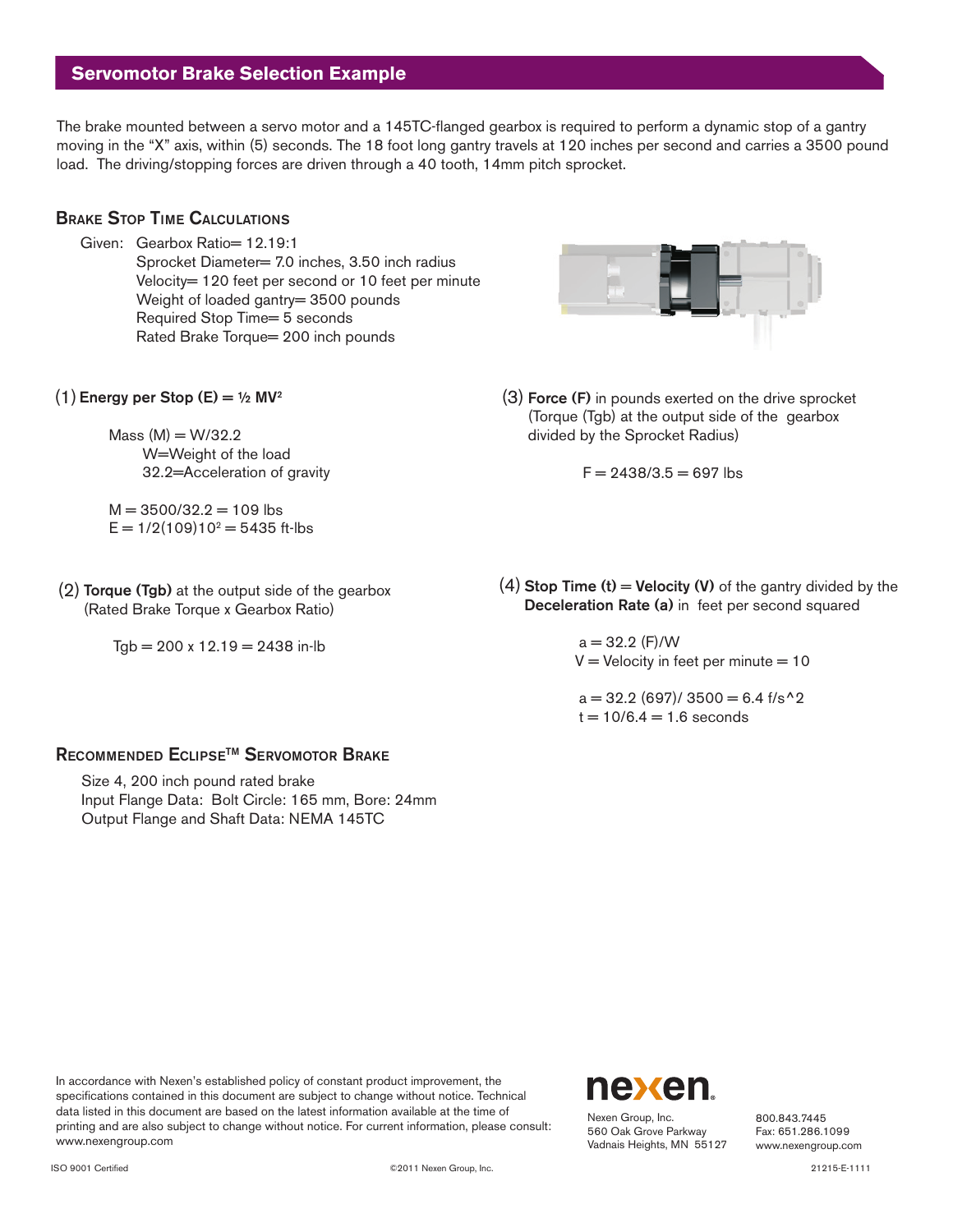## Servomotor Brake Selection Example

The brake mounted between a servo motor and a 145TC-flanged gearbox is required to perform a dynamic stop of a gantry moving in the "X" axis, within (5) seconds. The 18 foot long gantry travels at 120 inches per second and carries a 3500 pound load. The driving/stopping forces are driven through a 40 tooth, 14mm pitch sprocket.

### Brake Stop Time Calculations

Given: Gearbox Ratio= 12.19:1
Sprocket Diameter= 7.0 inches, 3.50 inch radius
Velocity= 120 feet per second or 10 feet per minute
Weight of loaded gantry= 3500 pounds
Required Stop Time= 5 seconds
Rated Brake Torque= 200 inch pounds

(1) **Energy per Stop (E) = ½ MV²**

Mass (M) = W/32.2
W=Weight of the load
32.2=Acceleration of gravity

M = 3500/32.2 = 109 lbs
$E = 1/2(109)10^2 = 5435$ ft-lbs

(2) **Torque (Tgb)** at the output side of the gearbox (Rated Brake Torque x Gearbox Ratio)

Tgb = 200 x 12.19 = 2438 in-lb

(3) **Force (F)** in pounds exerted on the drive sprocket (Torque (Tgb) at the output side of the gearbox divided by the Sprocket Radius)

F = 2438/3.5 = 697 lbs

(4) **Stop Time (t)** = **Velocity (V)** of the gantry divided by the **Deceleration Rate (a)** in feet per second squared

a = 32.2 (F)/W
V = Velocity in feet per minute = 10

a = 32.2 (697)/ 3500 = 6.4 f/s^2
t = 10/6.4 = 1.6 seconds

### Recommended Eclipse™ Servomotor Brake

Size 4, 200 inch pound rated brake
Input Flange Data: Bolt Circle: 165 mm, Bore: 24mm
Output Flange and Shaft Data: NEMA 145TC

In accordance with Nexen's established policy of constant product improvement, the specifications contained in this document are subject to change without notice. Technical data listed in this document are based on the latest information available at the time of printing and are also subject to change without notice. For current information, please consult: www.nexengroup.com

nexen

Nexen Group, Inc.
560 Oak Grove Parkway
Vadnais Heights, MN 55127

800.843.7445
Fax: 651.286.1099
www.nexengroup.com

ISO 9001 Certified ©2011 Nexen Group, Inc. 21215-E-1111